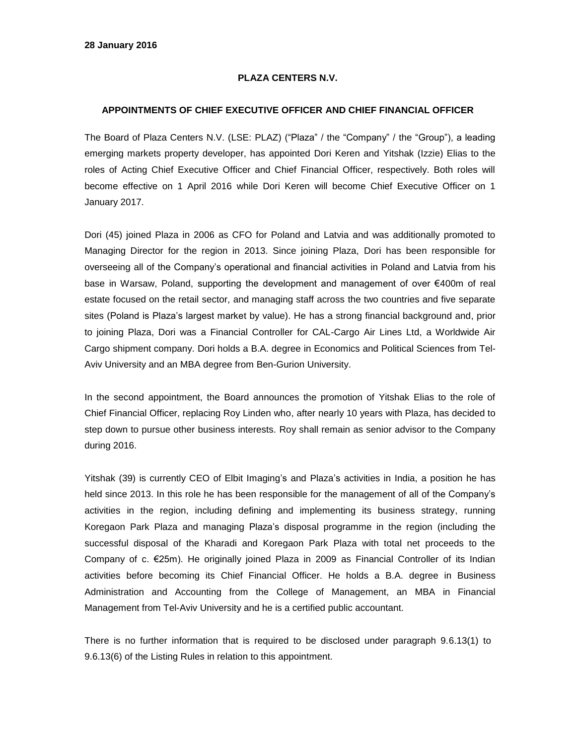**28 January 2016**

# PLAZA CENTERS N.V.

## APPOINTMENTS OF CHIEF EXECUTIVE OFFICER AND CHIEF FINANCIAL OFFICER

The Board of Plaza Centers N.V. (LSE: PLAZ) ("Plaza" / the "Company" / the "Group"), a leading emerging markets property developer, has appointed Dori Keren and Yitshak (Izzie) Elias to the roles of Acting Chief Executive Officer and Chief Financial Officer, respectively. Both roles will become effective on 1 April 2016 while Dori Keren will become Chief Executive Officer on 1 January 2017.

Dori (45) joined Plaza in 2006 as CFO for Poland and Latvia and was additionally promoted to Managing Director for the region in 2013. Since joining Plaza, Dori has been responsible for overseeing all of the Company's operational and financial activities in Poland and Latvia from his base in Warsaw, Poland, supporting the development and management of over €400m of real estate focused on the retail sector, and managing staff across the two countries and five separate sites (Poland is Plaza's largest market by value). He has a strong financial background and, prior to joining Plaza, Dori was a Financial Controller for CAL-Cargo Air Lines Ltd, a Worldwide Air Cargo shipment company. Dori holds a B.A. degree in Economics and Political Sciences from Tel-Aviv University and an MBA degree from Ben-Gurion University.

In the second appointment, the Board announces the promotion of Yitshak Elias to the role of Chief Financial Officer, replacing Roy Linden who, after nearly 10 years with Plaza, has decided to step down to pursue other business interests. Roy shall remain as senior advisor to the Company during 2016.

Yitshak (39) is currently CEO of Elbit Imaging's and Plaza's activities in India, a position he has held since 2013. In this role he has been responsible for the management of all of the Company's activities in the region, including defining and implementing its business strategy, running Koregaon Park Plaza and managing Plaza's disposal programme in the region (including the successful disposal of the Kharadi and Koregaon Park Plaza with total net proceeds to the Company of c. €25m). He originally joined Plaza in 2009 as Financial Controller of its Indian activities before becoming its Chief Financial Officer. He holds a B.A. degree in Business Administration and Accounting from the College of Management, an MBA in Financial Management from Tel-Aviv University and he is a certified public accountant.

There is no further information that is required to be disclosed under paragraph 9.6.13(1) to 9.6.13(6) of the Listing Rules in relation to this appointment.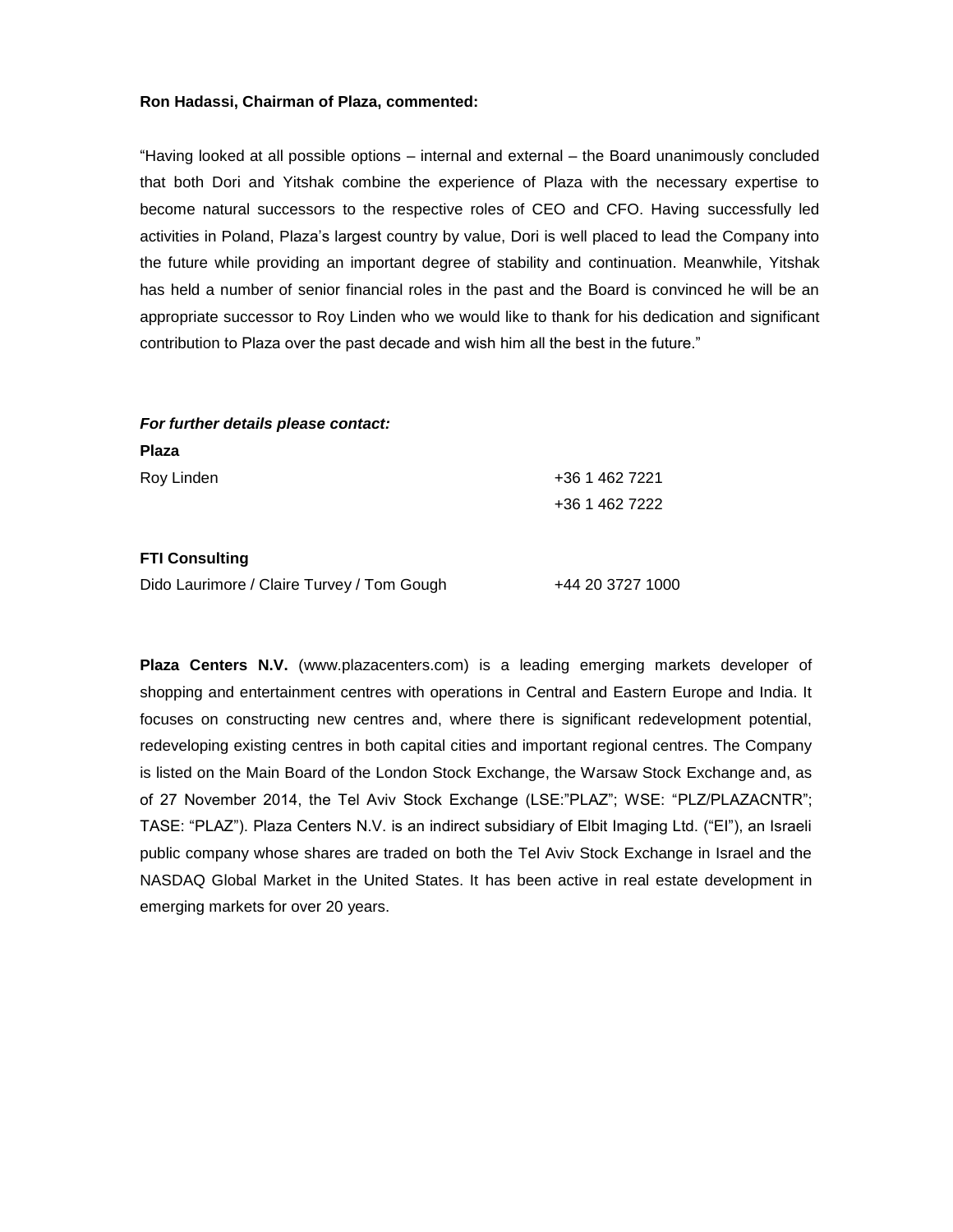**Ron Hadassi, Chairman of Plaza, commented:**

"Having looked at all possible options – internal and external – the Board unanimously concluded that both Dori and Yitshak combine the experience of Plaza with the necessary expertise to become natural successors to the respective roles of CEO and CFO. Having successfully led activities in Poland, Plaza's largest country by value, Dori is well placed to lead the Company into the future while providing an important degree of stability and continuation. Meanwhile, Yitshak has held a number of senior financial roles in the past and the Board is convinced he will be an appropriate successor to Roy Linden who we would like to thank for his dedication and significant contribution to Plaza over the past decade and wish him all the best in the future."

***For further details please contact:***

**Plaza**

| | |
|---|---|
| Roy Linden | +36 1 462 7221 |
| | +36 1 462 7222 |

**FTI Consulting**

| | |
|---|---|
| Dido Laurimore / Claire Turvey / Tom Gough | +44 20 3727 1000 |

**Plaza Centers N.V.** (www.plazacenters.com) is a leading emerging markets developer of shopping and entertainment centres with operations in Central and Eastern Europe and India. It focuses on constructing new centres and, where there is significant redevelopment potential, redeveloping existing centres in both capital cities and important regional centres. The Company is listed on the Main Board of the London Stock Exchange, the Warsaw Stock Exchange and, as of 27 November 2014, the Tel Aviv Stock Exchange (LSE:"PLAZ"; WSE: "PLZ/PLAZACNTR"; TASE: "PLAZ"). Plaza Centers N.V. is an indirect subsidiary of Elbit Imaging Ltd. ("EI"), an Israeli public company whose shares are traded on both the Tel Aviv Stock Exchange in Israel and the NASDAQ Global Market in the United States. It has been active in real estate development in emerging markets for over 20 years.